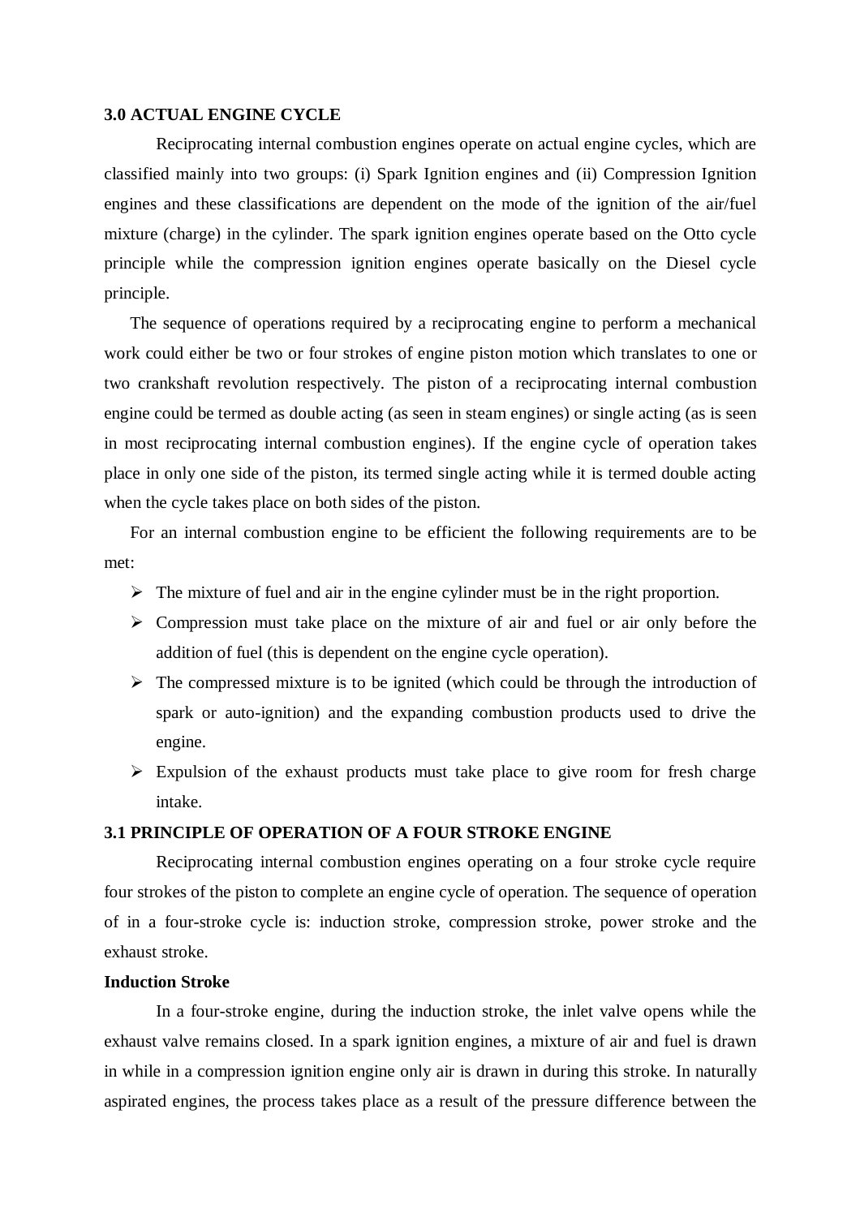## 3.0 ACTUAL ENGINE CYCLE

Reciprocating internal combustion engines operate on actual engine cycles, which are classified mainly into two groups: (i) Spark Ignition engines and (ii) Compression Ignition engines and these classifications are dependent on the mode of the ignition of the air/fuel mixture (charge) in the cylinder. The spark ignition engines operate based on the Otto cycle principle while the compression ignition engines operate basically on the Diesel cycle principle.

The sequence of operations required by a reciprocating engine to perform a mechanical work could either be two or four strokes of engine piston motion which translates to one or two crankshaft revolution respectively. The piston of a reciprocating internal combustion engine could be termed as double acting (as seen in steam engines) or single acting (as is seen in most reciprocating internal combustion engines). If the engine cycle of operation takes place in only one side of the piston, its termed single acting while it is termed double acting when the cycle takes place on both sides of the piston.

For an internal combustion engine to be efficient the following requirements are to be met:

- The mixture of fuel and air in the engine cylinder must be in the right proportion.
- Compression must take place on the mixture of air and fuel or air only before the addition of fuel (this is dependent on the engine cycle operation).
- The compressed mixture is to be ignited (which could be through the introduction of spark or auto-ignition) and the expanding combustion products used to drive the engine.
- Expulsion of the exhaust products must take place to give room for fresh charge intake.

## 3.1 PRINCIPLE OF OPERATION OF A FOUR STROKE ENGINE

Reciprocating internal combustion engines operating on a four stroke cycle require four strokes of the piston to complete an engine cycle of operation. The sequence of operation of in a four-stroke cycle is: induction stroke, compression stroke, power stroke and the exhaust stroke.

**Induction Stroke**

In a four-stroke engine, during the induction stroke, the inlet valve opens while the exhaust valve remains closed. In a spark ignition engines, a mixture of air and fuel is drawn in while in a compression ignition engine only air is drawn in during this stroke. In naturally aspirated engines, the process takes place as a result of the pressure difference between the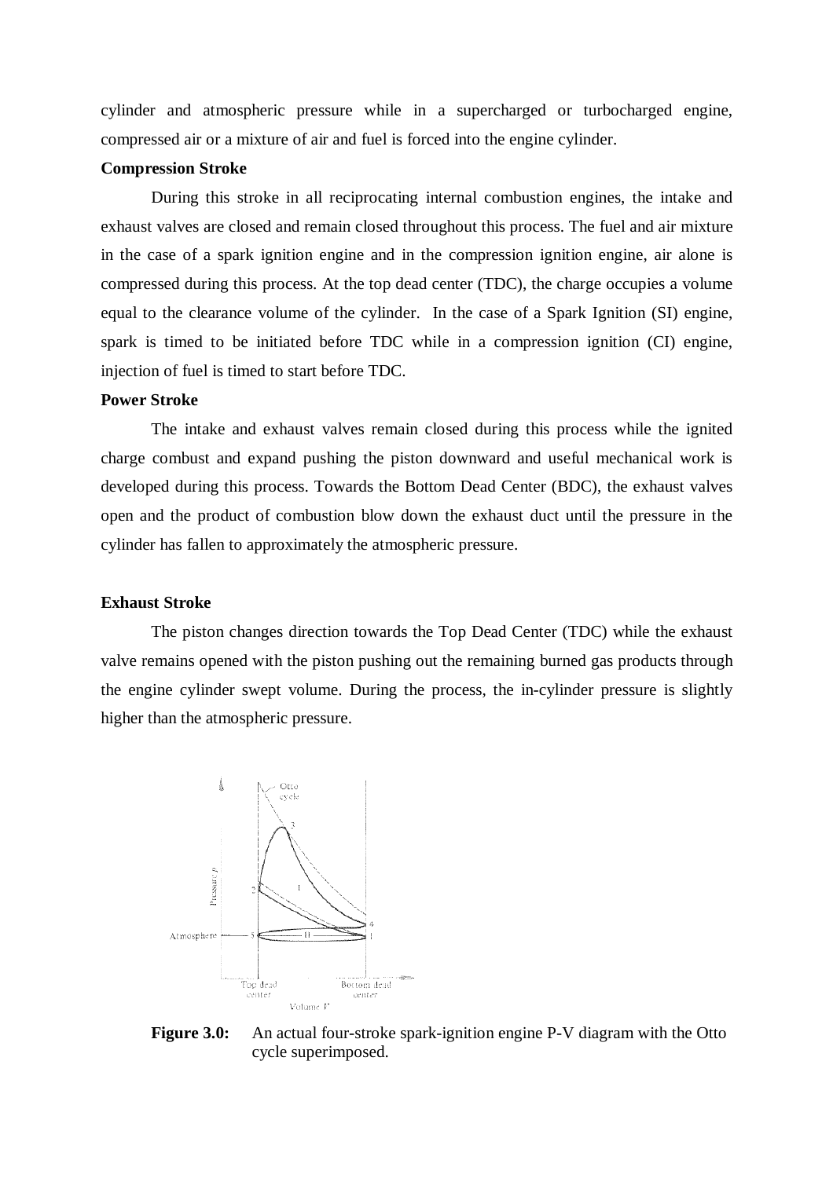cylinder and atmospheric pressure while in a supercharged or turbocharged engine, compressed air or a mixture of air and fuel is forced into the engine cylinder.

**Compression Stroke**

During this stroke in all reciprocating internal combustion engines, the intake and exhaust valves are closed and remain closed throughout this process. The fuel and air mixture in the case of a spark ignition engine and in the compression ignition engine, air alone is compressed during this process. At the top dead center (TDC), the charge occupies a volume equal to the clearance volume of the cylinder. In the case of a Spark Ignition (SI) engine, spark is timed to be initiated before TDC while in a compression ignition (CI) engine, injection of fuel is timed to start before TDC.

**Power Stroke**

The intake and exhaust valves remain closed during this process while the ignited charge combust and expand pushing the piston downward and useful mechanical work is developed during this process. Towards the Bottom Dead Center (BDC), the exhaust valves open and the product of combustion blow down the exhaust duct until the pressure in the cylinder has fallen to approximately the atmospheric pressure.

**Exhaust Stroke**

The piston changes direction towards the Top Dead Center (TDC) while the exhaust valve remains opened with the piston pushing out the remaining burned gas products through the engine cylinder swept volume. During the process, the in-cylinder pressure is slightly higher than the atmospheric pressure.

**Figure 3.0:** An actual four-stroke spark-ignition engine P-V diagram with the Otto cycle superimposed.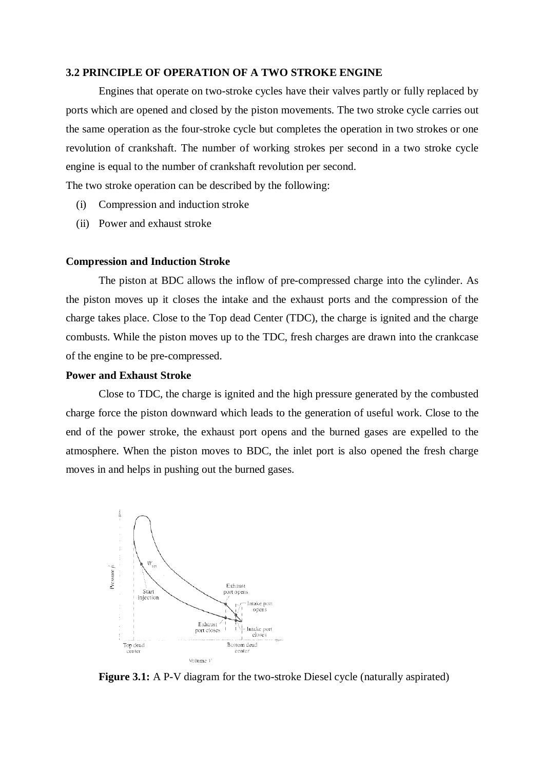### 3.2 PRINCIPLE OF OPERATION OF A TWO STROKE ENGINE

Engines that operate on two-stroke cycles have their valves partly or fully replaced by ports which are opened and closed by the piston movements. The two stroke cycle carries out the same operation as the four-stroke cycle but completes the operation in two strokes or one revolution of crankshaft. The number of working strokes per second in a two stroke cycle engine is equal to the number of crankshaft revolution per second.

The two stroke operation can be described by the following:

(i) Compression and induction stroke
(ii) Power and exhaust stroke

**Compression and Induction Stroke**

The piston at BDC allows the inflow of pre-compressed charge into the cylinder. As the piston moves up it closes the intake and the exhaust ports and the compression of the charge takes place. Close to the Top dead Center (TDC), the charge is ignited and the charge combusts. While the piston moves up to the TDC, fresh charges are drawn into the crankcase of the engine to be pre-compressed.

**Power and Exhaust Stroke**

Close to TDC, the charge is ignited and the high pressure generated by the combusted charge force the piston downward which leads to the generation of useful work. Close to the end of the power stroke, the exhaust port opens and the burned gases are expelled to the atmosphere. When the piston moves to BDC, the inlet port is also opened the fresh charge moves in and helps in pushing out the burned gases.

**Figure 3.1:** A P-V diagram for the two-stroke Diesel cycle (naturally aspirated)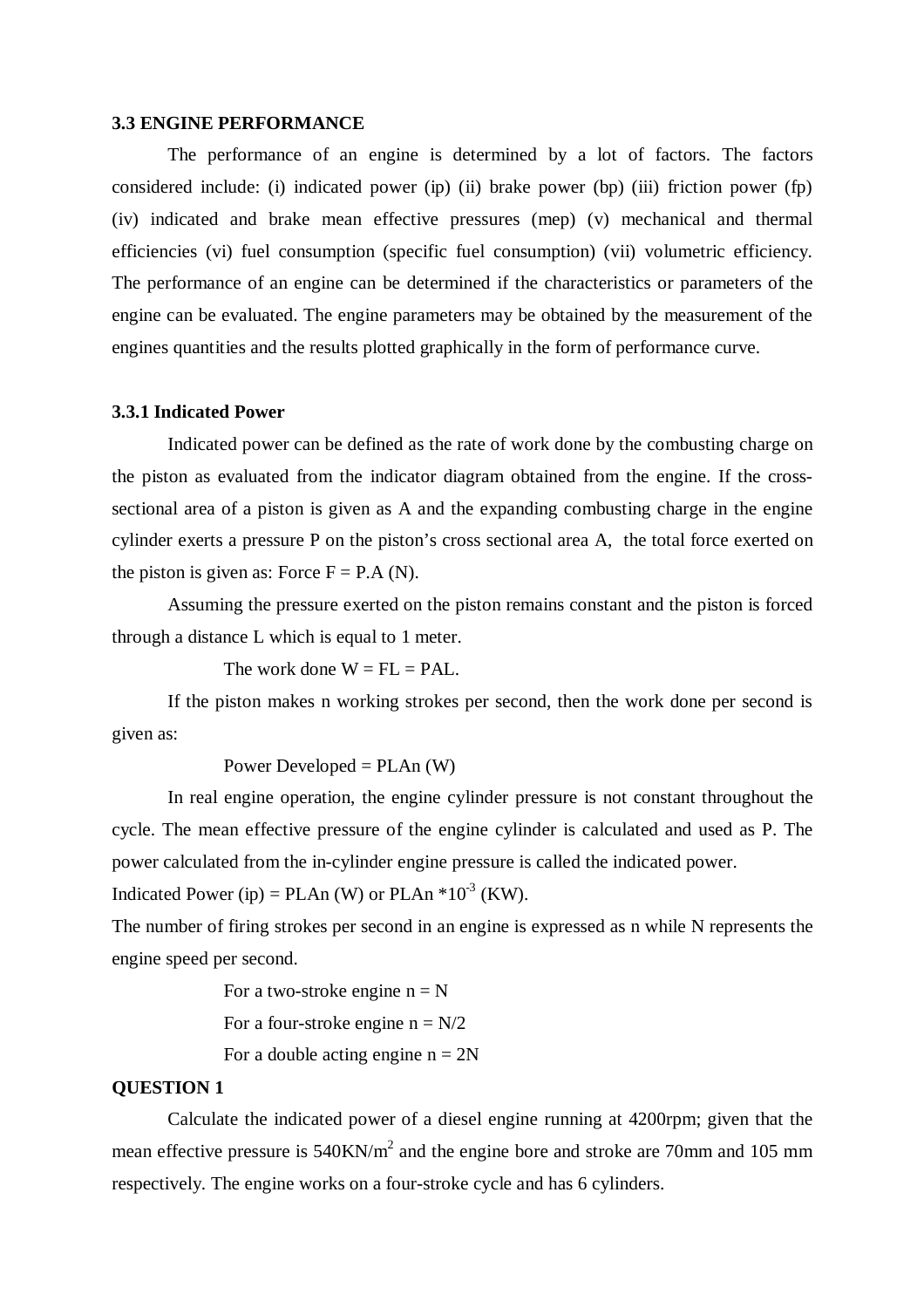### 3.3 ENGINE PERFORMANCE

The performance of an engine is determined by a lot of factors. The factors considered include: (i) indicated power (ip) (ii) brake power (bp) (iii) friction power (fp) (iv) indicated and brake mean effective pressures (mep) (v) mechanical and thermal efficiencies (vi) fuel consumption (specific fuel consumption) (vii) volumetric efficiency. The performance of an engine can be determined if the characteristics or parameters of the engine can be evaluated. The engine parameters may be obtained by the measurement of the engines quantities and the results plotted graphically in the form of performance curve.

#### 3.3.1 Indicated Power

Indicated power can be defined as the rate of work done by the combusting charge on the piston as evaluated from the indicator diagram obtained from the engine. If the cross-sectional area of a piston is given as A and the expanding combusting charge in the engine cylinder exerts a pressure P on the piston's cross sectional area A, the total force exerted on the piston is given as: Force $F = P.A$ (N).

Assuming the pressure exerted on the piston remains constant and the piston is forced through a distance L which is equal to 1 meter.

The work done $W = FL = PAL$.

If the piston makes n working strokes per second, then the work done per second is given as:

Power Developed = PLAn (W)

In real engine operation, the engine cylinder pressure is not constant throughout the cycle. The mean effective pressure of the engine cylinder is calculated and used as P. The power calculated from the in-cylinder engine pressure is called the indicated power.

Indicated Power (ip) = PLAn (W) or PLAn $*10^{-3}$ (KW).

The number of firing strokes per second in an engine is expressed as n while N represents the engine speed per second.

For a two-stroke engine $n = N$

For a four-stroke engine $n = N/2$

For a double acting engine $n = 2N$

**QUESTION 1**

Calculate the indicated power of a diesel engine running at 4200rpm; given that the mean effective pressure is 540KN/m$^2$ and the engine bore and stroke are 70mm and 105 mm respectively. The engine works on a four-stroke cycle and has 6 cylinders.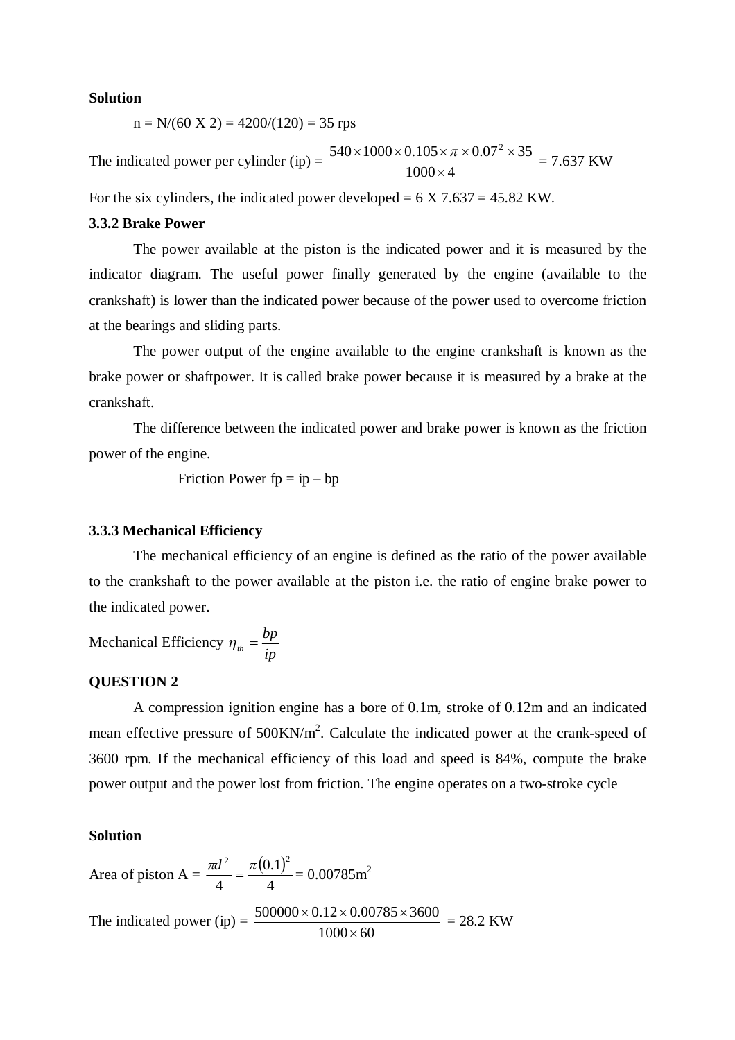**Solution**

n = N/(60 X 2) = 4200/(120) = 35 rps

The indicated power per cylinder (ip) = $\frac{540 \times 1000 \times 0.105 \times \pi \times 0.07^2 \times 35}{1000 \times 4}$ = 7.637 KW

For the six cylinders, the indicated power developed = 6 X 7.637 = 45.82 KW.

### 3.3.2 Brake Power

The power available at the piston is the indicated power and it is measured by the indicator diagram. The useful power finally generated by the engine (available to the crankshaft) is lower than the indicated power because of the power used to overcome friction at the bearings and sliding parts.

The power output of the engine available to the engine crankshaft is known as the brake power or shaftpower. It is called brake power because it is measured by a brake at the crankshaft.

The difference between the indicated power and brake power is known as the friction power of the engine.

Friction Power fp = ip – bp

### 3.3.3 Mechanical Efficiency

The mechanical efficiency of an engine is defined as the ratio of the power available to the crankshaft to the power available at the piston i.e. the ratio of engine brake power to the indicated power.

Mechanical Efficiency $\eta_{th} = \frac{bp}{ip}$

**QUESTION 2**

A compression ignition engine has a bore of 0.1m, stroke of 0.12m and an indicated mean effective pressure of 500KN/m$^2$. Calculate the indicated power at the crank-speed of 3600 rpm. If the mechanical efficiency of this load and speed is 84%, compute the brake power output and the power lost from friction. The engine operates on a two-stroke cycle

**Solution**

Area of piston A = $\frac{\pi d^2}{4} = \frac{\pi (0.1)^2}{4}$ = 0.00785m$^2$

The indicated power (ip) = $\frac{500000 \times 0.12 \times 0.00785 \times 3600}{1000 \times 60}$ = 28.2 KW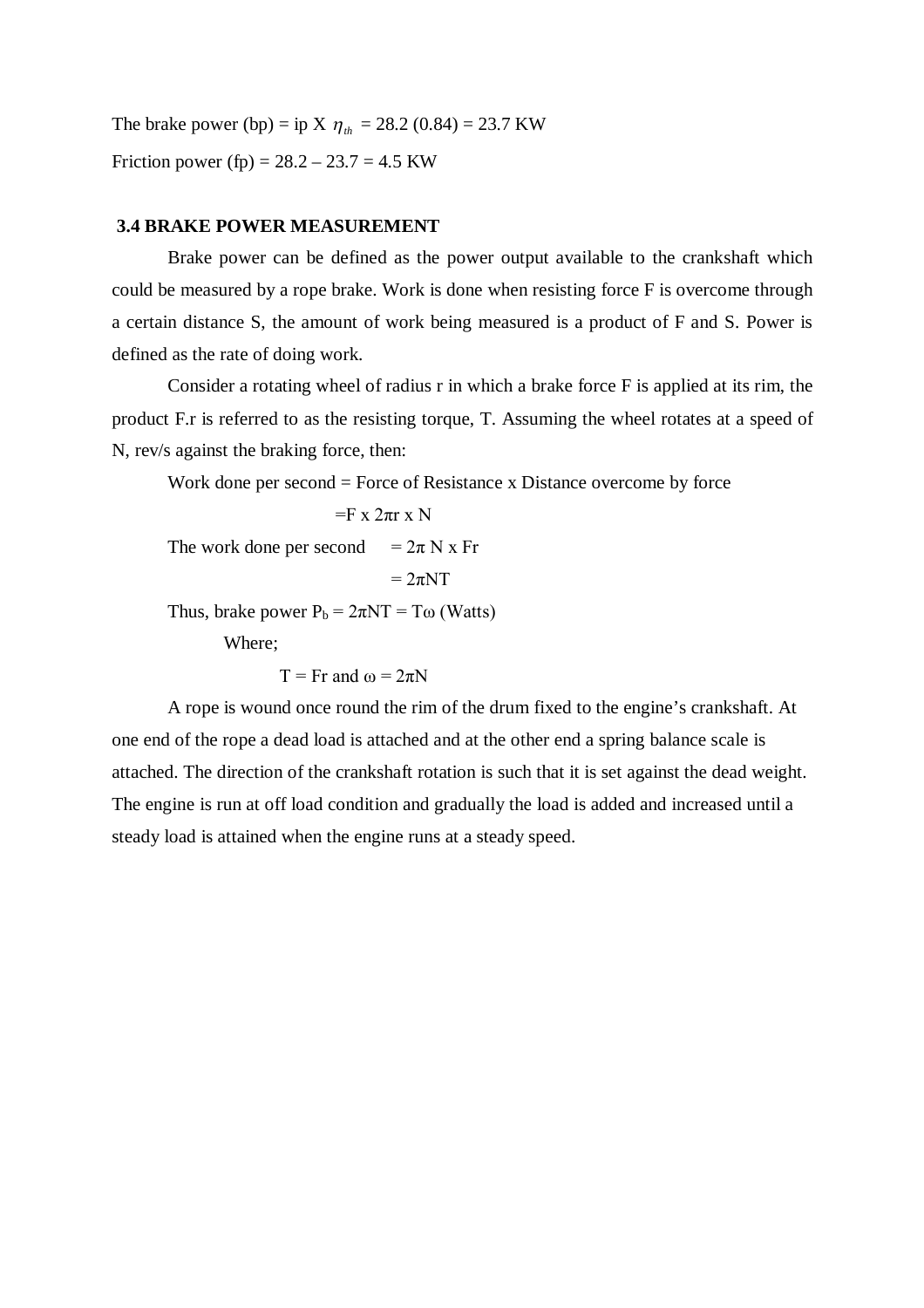The brake power (bp) = ip X $\eta_{th}$ = 28.2 (0.84) = 23.7 KW

Friction power (fp) = 28.2 – 23.7 = 4.5 KW

### 3.4 BRAKE POWER MEASUREMENT

Brake power can be defined as the power output available to the crankshaft which could be measured by a rope brake. Work is done when resisting force F is overcome through a certain distance S, the amount of work being measured is a product of F and S. Power is defined as the rate of doing work.

Consider a rotating wheel of radius r in which a brake force F is applied at its rim, the product F.r is referred to as the resisting torque, T. Assuming the wheel rotates at a speed of N, rev/s against the braking force, then:

Work done per second = Force of Resistance x Distance overcome by force

$$= F \times 2\pi r \times N$$

The work done per second $= 2\pi N \times Fr$

$$= 2\pi NT$$

Thus, brake power $P_b = 2\pi NT = T\omega$ (Watts)

Where;

$T = Fr$ and $\omega = 2\pi N$

A rope is wound once round the rim of the drum fixed to the engine's crankshaft. At one end of the rope a dead load is attached and at the other end a spring balance scale is attached. The direction of the crankshaft rotation is such that it is set against the dead weight. The engine is run at off load condition and gradually the load is added and increased until a steady load is attained when the engine runs at a steady speed.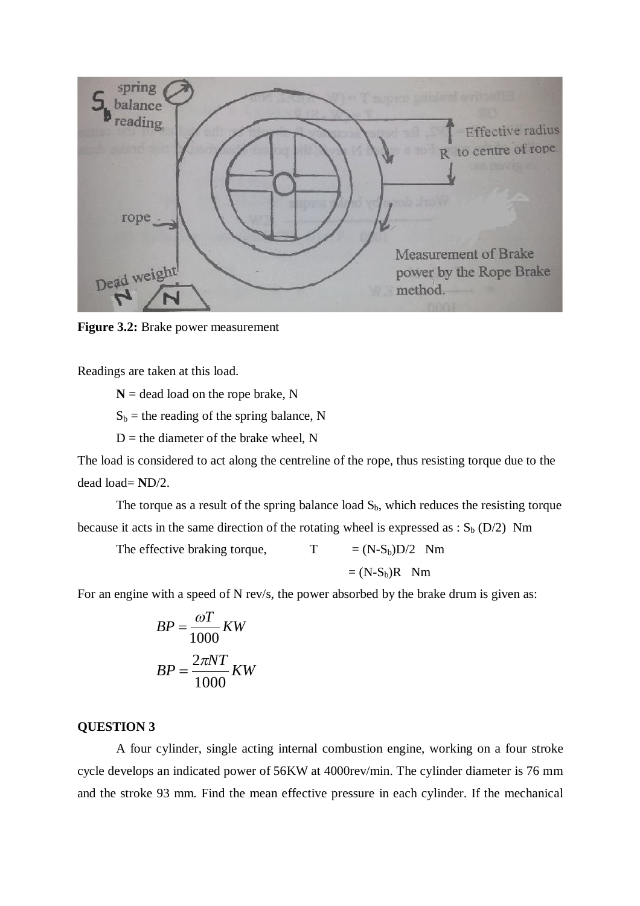**Figure 3.2:** Brake power measurement

Readings are taken at this load.

**N** = dead load on the rope brake, N

$S_b$ = the reading of the spring balance, N

D = the diameter of the brake wheel, N

The load is considered to act along the centreline of the rope, thus resisting torque due to the dead load= **N**D/2.

The torque as a result of the spring balance load $S_b$, which reduces the resisting torque because it acts in the same direction of the rotating wheel is expressed as : $S_b$ (D/2) Nm

The effective braking torque, $T = (N-S_b)D/2$ Nm

$= (N-S_b)R$ Nm

For an engine with a speed of N rev/s, the power absorbed by the brake drum is given as:

$$BP = \frac{\omega T}{1000} KW$$

$$BP = \frac{2\pi NT}{1000} KW$$

**QUESTION 3**

A four cylinder, single acting internal combustion engine, working on a four stroke cycle develops an indicated power of 56KW at 4000rev/min. The cylinder diameter is 76 mm and the stroke 93 mm. Find the mean effective pressure in each cylinder. If the mechanical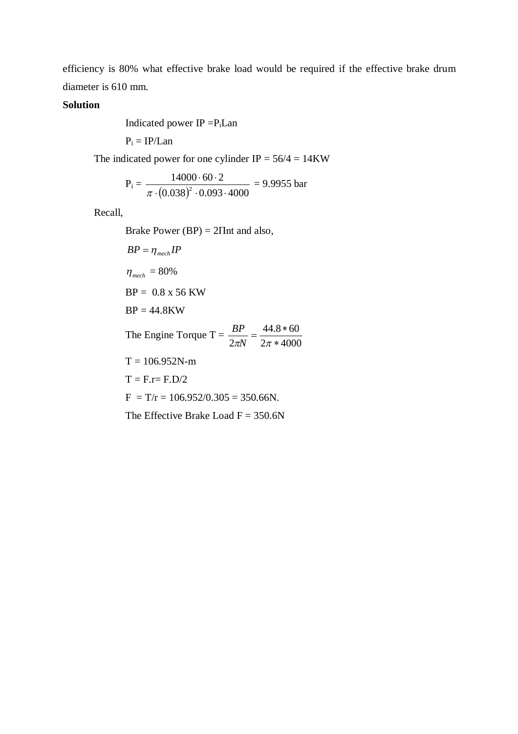efficiency is 80% what effective brake load would be required if the effective brake drum diameter is 610 mm.

**Solution**

Indicated power IP $= P_i Lan$

$P_i = IP/Lan$

The indicated power for one cylinder IP = 56/4 = 14KW

$$P_i = \frac{14000 \cdot 60 \cdot 2}{\pi \cdot (0.038)^2 \cdot 0.093 \cdot 4000} = 9.9955 \text{ bar}$$

Recall,

Brake Power (BP) = 2Πnt and also,

$BP = \eta_{mech} IP$

$\eta_{mech}$ = 80%

BP = 0.8 x 56 KW

BP = 44.8KW

The Engine Torque $T = \frac{BP}{2\pi N} = \frac{44.8 * 60}{2\pi * 4000}$

T = 106.952N-m

T = F.r= F.D/2

F = T/r = 106.952/0.305 = 350.66N.

The Effective Brake Load F = 350.6N